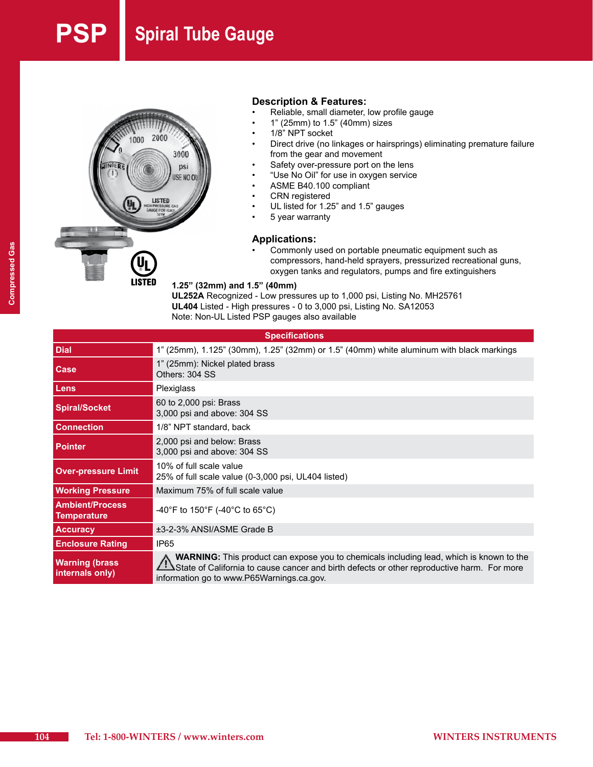# PSP Spiral Tube Gauge

## Description & Features:

- Reliable, small diameter, low profile gauge
- 1” (25mm) to 1.5” (40mm) sizes
- 1/8” NPT socket
- Direct drive (no linkages or hairsprings) eliminating premature failure from the gear and movement
- Safety over-pressure port on the lens
- “Use No Oil” for use in oxygen service
- ASME B40.100 compliant
- CRN registered
- UL listed for 1.25” and 1.5” gauges
- 5 year warranty

## Applications:

- Commonly used on portable pneumatic equipment such as compressors, hand-held sprayers, pressurized recreational guns, oxygen tanks and regulators, pumps and fire extinguishers

**1.25” (32mm) and 1.5” (40mm)**
**UL252A** Recognized - Low pressures up to 1,000 psi, Listing No. MH25761
**UL404** Listed - High pressures - 0 to 3,000 psi, Listing No. SA12053
Note: Non-UL Listed PSP gauges also available

| Specifications | |
|---|---|
| **Dial** | 1” (25mm), 1.125” (30mm), 1.25” (32mm) or 1.5” (40mm) white aluminum with black markings |
| **Case** | 1” (25mm): Nickel plated brass<br>Others: 304 SS |
| **Lens** | Plexiglass |
| **Spiral/Socket** | 60 to 2,000 psi: Brass<br>3,000 psi and above: 304 SS |
| **Connection** | 1/8” NPT standard, back |
| **Pointer** | 2,000 psi and below: Brass<br>3,000 psi and above: 304 SS |
| **Over-pressure Limit** | 10% of full scale value<br>25% of full scale value (0-3,000 psi, UL404 listed) |
| **Working Pressure** | Maximum 75% of full scale value |
| **Ambient/Process Temperature** | -40°F to 150°F (-40°C to 65°C) |
| **Accuracy** | ±3-2-3% ANSI/ASME Grade B |
| **Enclosure Rating** | IP65 |
| **Warning (brass internals only)** | **WARNING:** This product can expose you to chemicals including lead, which is known to the State of California to cause cancer and birth defects or other reproductive harm. For more information go to www.P65Warnings.ca.gov. |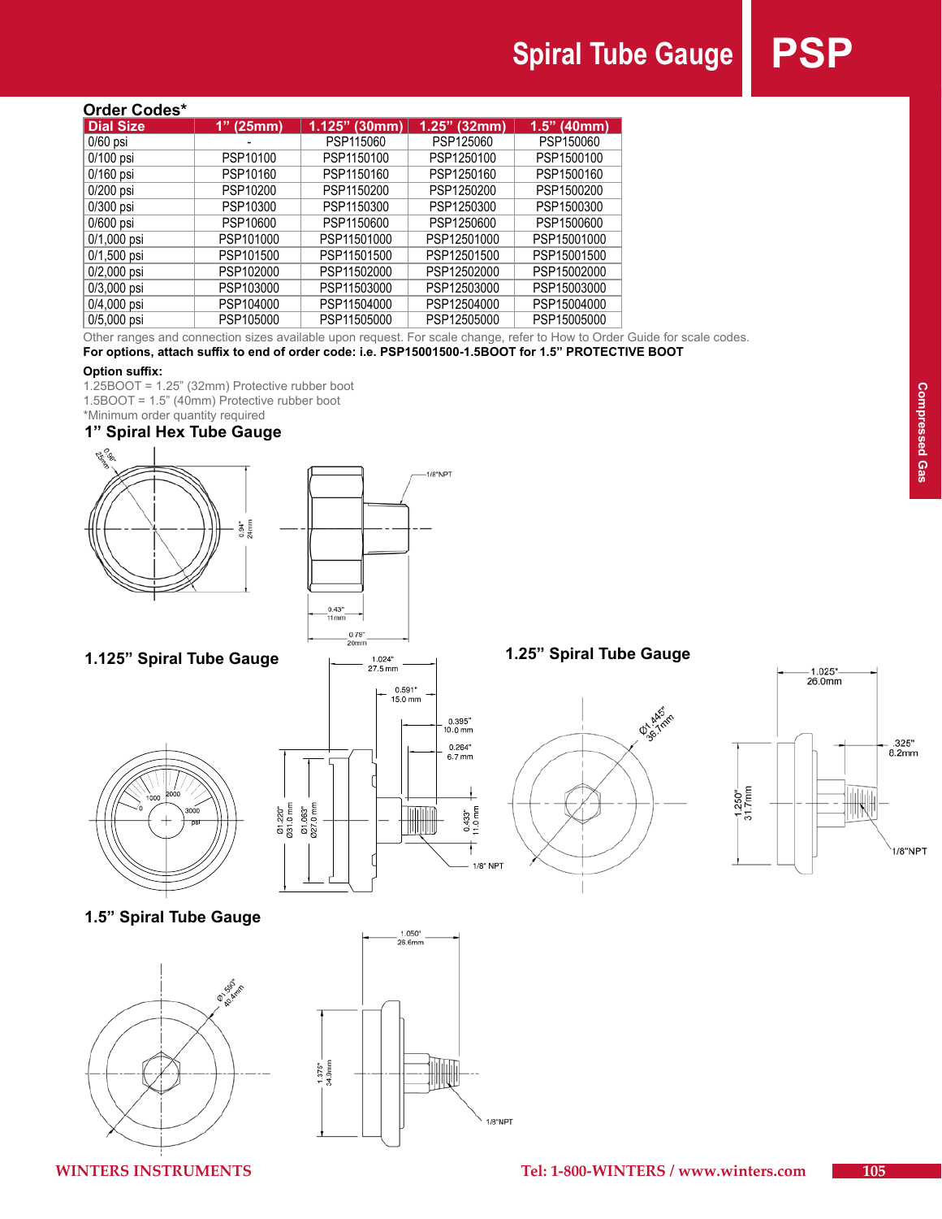# Spiral Tube Gauge PSP

## Order Codes*

| Dial Size | 1” (25mm) | 1.125” (30mm) | 1.25” (32mm) | 1.5” (40mm) |
|---|---|---|---|---|
| 0/60 psi | - | PSP115060 | PSP125060 | PSP150060 |
| 0/100 psi | PSP10100 | PSP1150100 | PSP1250100 | PSP1500100 |
| 0/160 psi | PSP10160 | PSP1150160 | PSP1250160 | PSP1500160 |
| 0/200 psi | PSP10200 | PSP1150200 | PSP1250200 | PSP1500200 |
| 0/300 psi | PSP10300 | PSP1150300 | PSP1250300 | PSP1500300 |
| 0/600 psi | PSP10600 | PSP1150600 | PSP1250600 | PSP1500600 |
| 0/1,000 psi | PSP101000 | PSP11501000 | PSP12501000 | PSP15001000 |
| 0/1,500 psi | PSP101500 | PSP11501500 | PSP12501500 | PSP15001500 |
| 0/2,000 psi | PSP102000 | PSP11502000 | PSP12502000 | PSP15002000 |
| 0/3,000 psi | PSP103000 | PSP11503000 | PSP12503000 | PSP15003000 |
| 0/4,000 psi | PSP104000 | PSP11504000 | PSP12504000 | PSP15004000 |
| 0/5,000 psi | PSP105000 | PSP11505000 | PSP12505000 | PSP15005000 |

Other ranges and connection sizes available upon request. For scale change, refer to How to Order Guide for scale codes.

**For options, attach suffix to end of order code: i.e. PSP15001500-1.5BOOT for 1.5” PROTECTIVE BOOT**

**Option suffix:**

1.25BOOT = 1.25” (32mm) Protective rubber boot

1.5BOOT = 1.5” (40mm) Protective rubber boot

*Minimum order quantity required

## 1” Spiral Hex Tube Gauge

0.98"
25mm

0.94"
24mm

1/8"NPT

0.43"
11mm

0.79"
20mm

## 1.125” Spiral Tube Gauge

1.024"
27.5 mm

0.591"
15.0 mm

0.395"
10.0 mm

0.264"
6.7 mm

Ø1.220"
Ø31.0 mm

Ø1.063"
Ø27.0 mm

0.433"
11.0 mm

1/8" NPT

0
1000
2000
3000
psi

## 1.25” Spiral Tube Gauge

Ø1.445"
36.7mm

1.025"
26.0mm

.325"
8.2mm

1.250"
31.7mm

1/8"NPT

## 1.5” Spiral Tube Gauge

Ø1.590"
40.4mm

1.050"
26.6mm

1.375"
34.9mm

1/8"NPT

Compressed Gas